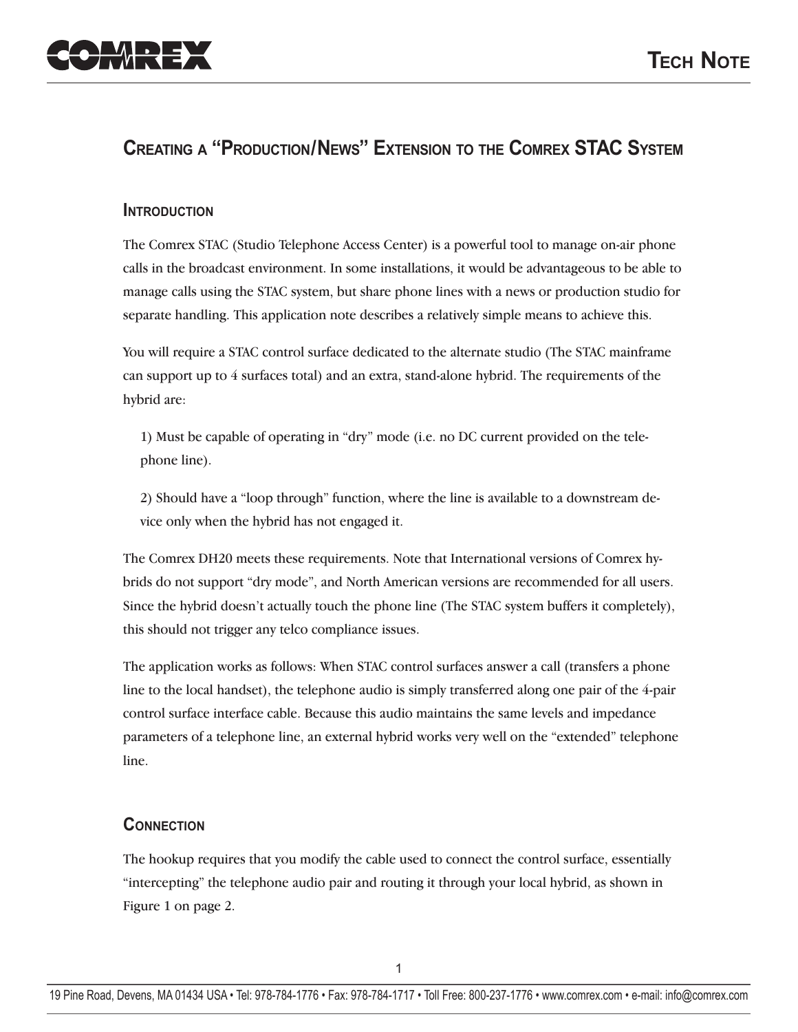# Creating a "Production/News" Extension to the Comrex STAC System

## Introduction

The Comrex STAC (Studio Telephone Access Center) is a powerful tool to manage on-air phone calls in the broadcast environment. In some installations, it would be advantageous to be able to manage calls using the STAC system, but share phone lines with a news or production studio for separate handling. This application note describes a relatively simple means to achieve this.

You will require a STAC control surface dedicated to the alternate studio (The STAC mainframe can support up to 4 surfaces total) and an extra, stand-alone hybrid. The requirements of the hybrid are:

1) Must be capable of operating in "dry" mode (i.e. no DC current provided on the telephone line).

2) Should have a "loop through" function, where the line is available to a downstream device only when the hybrid has not engaged it.

The Comrex DH20 meets these requirements. Note that International versions of Comrex hybrids do not support "dry mode", and North American versions are recommended for all users. Since the hybrid doesn't actually touch the phone line (The STAC system buffers it completely), this should not trigger any telco compliance issues.

The application works as follows: When STAC control surfaces answer a call (transfers a phone line to the local handset), the telephone audio is simply transferred along one pair of the 4-pair control surface interface cable. Because this audio maintains the same levels and impedance parameters of a telephone line, an external hybrid works very well on the "extended" telephone line.

## Connection

The hookup requires that you modify the cable used to connect the control surface, essentially "intercepting" the telephone audio pair and routing it through your local hybrid, as shown in Figure 1 on page 2.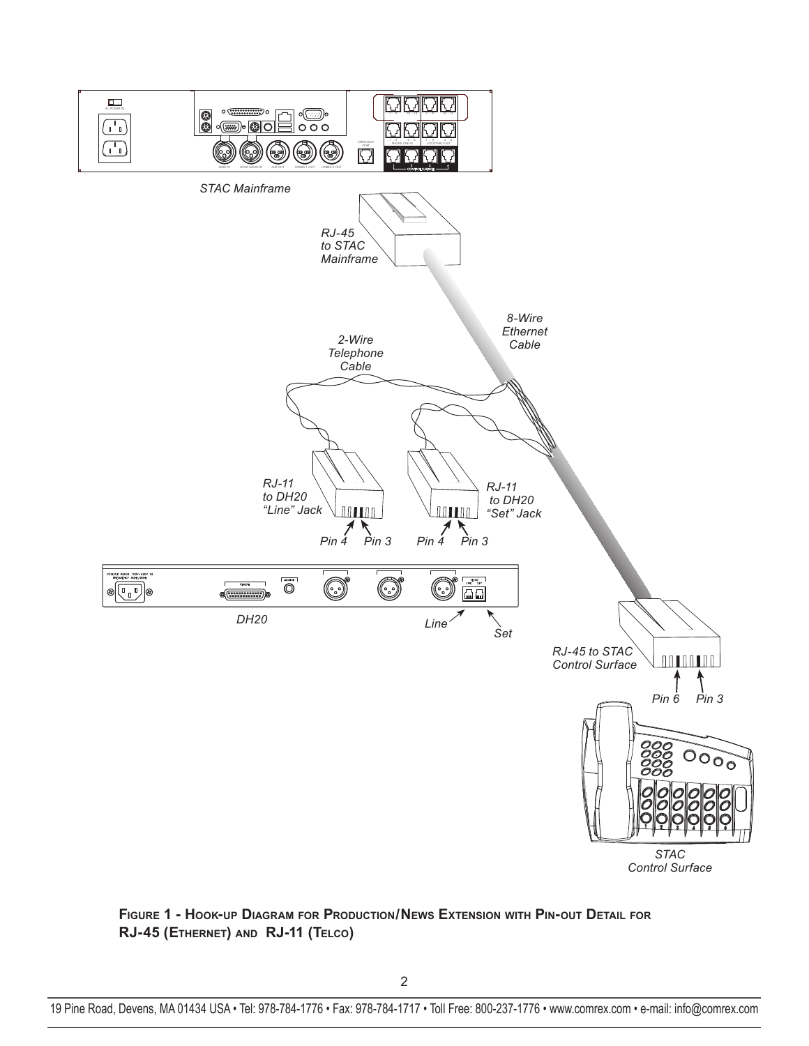**Figure 1 - Hook-up Diagram for Production/News Extension with Pin-out Detail for RJ-45 (Ethernet) and RJ-11 (Telco)**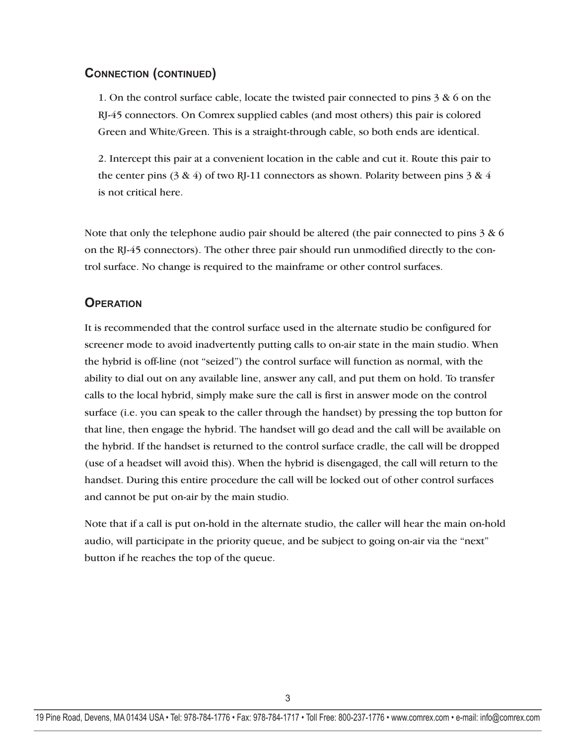## Connection (continued)

1. On the control surface cable, locate the twisted pair connected to pins 3 & 6 on the RJ-45 connectors. On Comrex supplied cables (and most others) this pair is colored Green and White/Green. This is a straight-through cable, so both ends are identical.

2. Intercept this pair at a convenient location in the cable and cut it. Route this pair to the center pins (3 & 4) of two RJ-11 connectors as shown. Polarity between pins 3 & 4 is not critical here.

Note that only the telephone audio pair should be altered (the pair connected to pins 3 & 6 on the RJ-45 connectors). The other three pair should run unmodified directly to the control surface. No change is required to the mainframe or other control surfaces.

## Operation

It is recommended that the control surface used in the alternate studio be configured for screener mode to avoid inadvertently putting calls to on-air state in the main studio. When the hybrid is off-line (not "seized") the control surface will function as normal, with the ability to dial out on any available line, answer any call, and put them on hold. To transfer calls to the local hybrid, simply make sure the call is first in answer mode on the control surface (i.e. you can speak to the caller through the handset) by pressing the top button for that line, then engage the hybrid. The handset will go dead and the call will be available on the hybrid. If the handset is returned to the control surface cradle, the call will be dropped (use of a headset will avoid this). When the hybrid is disengaged, the call will return to the handset. During this entire procedure the call will be locked out of other control surfaces and cannot be put on-air by the main studio.

Note that if a call is put on-hold in the alternate studio, the caller will hear the main on-hold audio, will participate in the priority queue, and be subject to going on-air via the "next" button if he reaches the top of the queue.